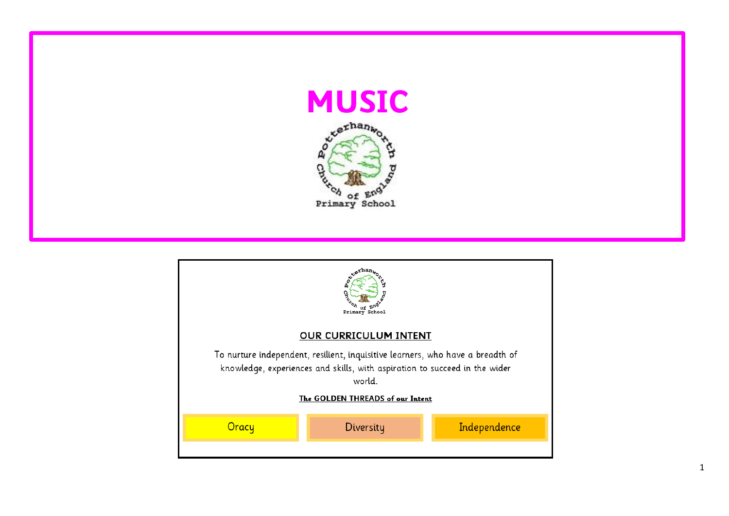# MUSIC

Potterhanworth Church of England Primary School

Potterhanworth Church of England Primary School

## OUR CURRICULUM INTENT

To nurture independent, resilient, inquisitive learners, who have a breadth of knowledge, experiences and skills, with aspiration to succeed in the wider world.

**The GOLDEN THREADS of our Intent**

| Oracy | Diversity | Independence |
|---|---|---|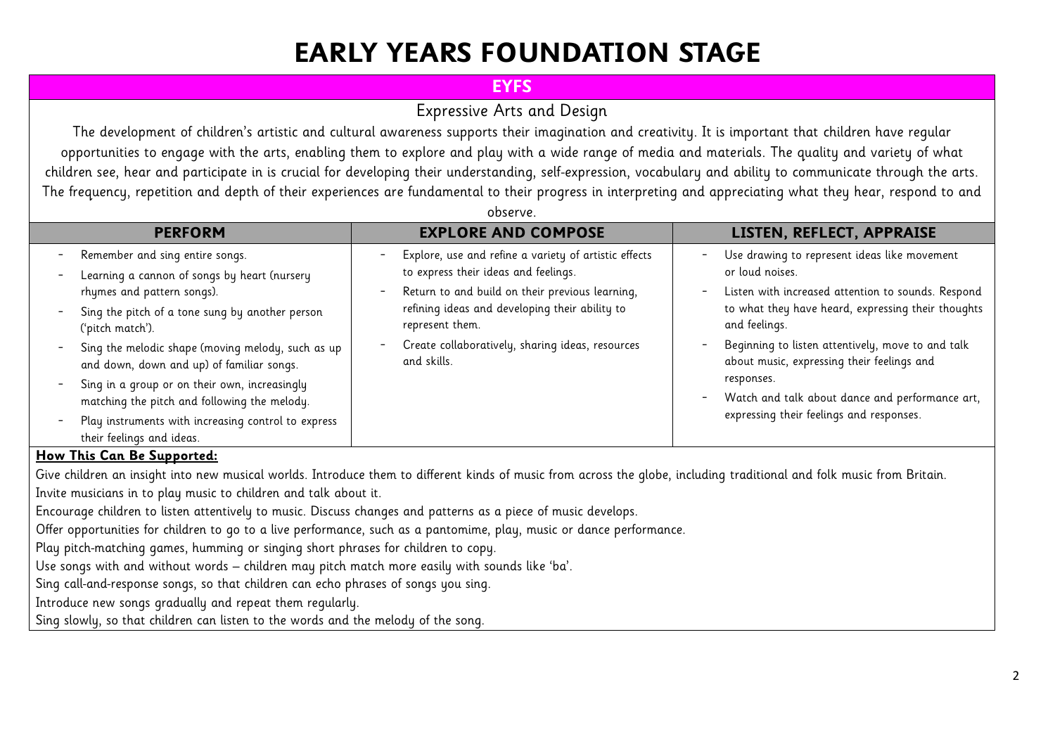# EARLY YEARS FOUNDATION STAGE

## EYFS

### Expressive Arts and Design

The development of children's artistic and cultural awareness supports their imagination and creativity. It is important that children have regular opportunities to engage with the arts, enabling them to explore and play with a wide range of media and materials. The quality and variety of what children see, hear and participate in is crucial for developing their understanding, self-expression, vocabulary and ability to communicate through the arts. The frequency, repetition and depth of their experiences are fundamental to their progress in interpreting and appreciating what they hear, respond to and observe.

| PERFORM | EXPLORE AND COMPOSE | LISTEN, REFLECT, APPRAISE |
|---|---|---|
| - Remember and sing entire songs.<br>- Learning a cannon of songs by heart (nursery rhymes and pattern songs).<br>- Sing the pitch of a tone sung by another person ('pitch match').<br>- Sing the melodic shape (moving melody, such as up and down, down and up) of familiar songs.<br>- Sing in a group or on their own, increasingly matching the pitch and following the melody.<br>- Play instruments with increasing control to express their feelings and ideas. | - Explore, use and refine a variety of artistic effects to express their ideas and feelings.<br>- Return to and build on their previous learning, refining ideas and developing their ability to represent them.<br>- Create collaboratively, sharing ideas, resources and skills. | - Use drawing to represent ideas like movement or loud noises.<br>- Listen with increased attention to sounds. Respond to what they have heard, expressing their thoughts and feelings.<br>- Beginning to listen attentively, move to and talk about music, expressing their feelings and responses.<br>- Watch and talk about dance and performance art, expressing their feelings and responses. |

**How This Can Be Supported:**

Give children an insight into new musical worlds. Introduce them to different kinds of music from across the globe, including traditional and folk music from Britain.

Invite musicians in to play music to children and talk about it.

Encourage children to listen attentively to music. Discuss changes and patterns as a piece of music develops.

Offer opportunities for children to go to a live performance, such as a pantomime, play, music or dance performance.

Play pitch-matching games, humming or singing short phrases for children to copy.

Use songs with and without words – children may pitch match more easily with sounds like 'ba'.

Sing call-and-response songs, so that children can echo phrases of songs you sing.

Introduce new songs gradually and repeat them regularly.

Sing slowly, so that children can listen to the words and the melody of the song.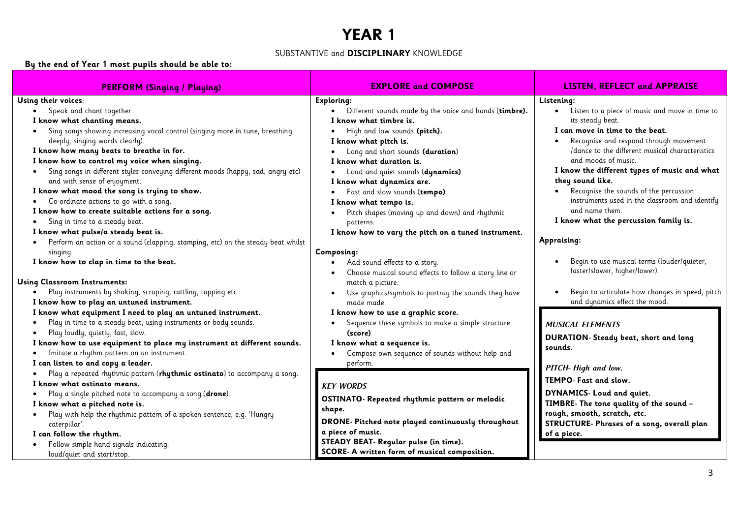# YEAR 1

SUBSTANTIVE and **DISCIPLINARY** KNOWLEDGE

**By the end of Year 1 most pupils should be able to:**

## PERFORM (Singing / Playing)

**Using their voices**:

- Speak and chant together.

**I know what chanting means.**

- Sing songs showing increasing vocal control (singing more in tune, breathing deeply, singing words clearly).

**I know how many beats to breathe in for.**

**I know how to control my voice when singing.**

- Sing songs in different styles conveying different moods (happy, sad, angry etc) and with sense of enjoyment.

**I know what mood the song is trying to show.**

- Co-ordinate actions to go with a song.

**I know how to create suitable actions for a song.**

- Sing in time to a steady beat.

**I know what pulse/a steady beat is.**

- Perform an action or a sound (clapping, stamping, etc) on the steady beat whilst singing.

**I know how to clap in time to the beat.**

**Using Classroom Instruments:**

- Play instruments by shaking, scraping, rattling, tapping etc.

**I know how to play an untuned instrument.**

**I know what equipment I need to play an untuned instrument.**

- Play in time to a steady beat, using instruments or body sounds.
- Play loudly, quietly, fast, slow.

**I know how to use equipment to place my instrument at different sounds.**

- Imitate a rhythm pattern on an instrument.

**I can listen to and copy a leader.**

- Play a repeated rhythmic pattern (**rhythmic ostinato**) to accompany a song.

**I know what ostinato means.**

- Play a single pitched note to accompany a song (**drone**).

**I know what a pitched note is.**

- Play with help the rhythmic pattern of a spoken sentence, e.g. 'Hungry caterpillar'.

**I can follow the rhythm.**

- Follow simple hand signals indicating: loud/quiet and start/stop.

## EXPLORE and COMPOSE

**Exploring:**

- Different sounds made by the voice and hands (**timbre**).

**I know what timbre is.**

- High and low sounds **(pitch).**

**I know what pitch is.**

- Long and short sounds **(duration)**

**I know what duration is.**

- Loud and quiet sounds (**dynamics)**

**I know what dynamics are.**

- Fast and slow sounds (**tempo)**

**I know what tempo is.**

- Pitch shapes (moving up and down) and rhythmic patterns.

**I know how to vary the pitch on a tuned instrument.**

**Composing:**

- Add sound effects to a story.
- Choose musical sound effects to follow a story line or match a picture.
- Use graphics/symbols to portray the sounds they have made made.

**I know how to use a graphic score.**

- Sequence these symbols to make a simple structure **(score)**

**I know what a sequence is.**

- Compose own sequence of sounds without help and perform.

***KEY WORDS***

**OSTINATO- Repeated rhythmic pattern or melodic shape.**

**DRONE- Pitched note played continuously throughout a piece of music.**

**STEADY BEAT- Regular pulse (in time).**

**SCORE- A written form of musical composition.**

## LISTEN, REFLECT and APPRAISE

**Listening:**

- Listen to a piece of music and move in time to its steady beat.

**I can move in time to the beat.**

- Recognise and respond through movement /dance to the different musical characteristics and moods of music.

**I know the different types of music and what they sound like.**

- Recognise the sounds of the percussion instruments used in the classroom and identify and name them.

**I know what the percussion family is.**

**Appraising:**

- Begin to use musical terms (louder/quieter, faster/slower, higher/lower).
- Begin to articulate how changes in speed, pitch and dynamics effect the mood.

***MUSICAL ELEMENTS***

**DURATION- Steady beat, short and long sounds.**

***PITCH- High and low.***

**TEMPO- Fast and slow.**

**DYNAMICS- Loud and quiet.**

**TIMBRE- The tone quality of the sound – rough, smooth, scratch, etc.**

**STRUCTURE- Phrases of a song, overall plan of a piece.**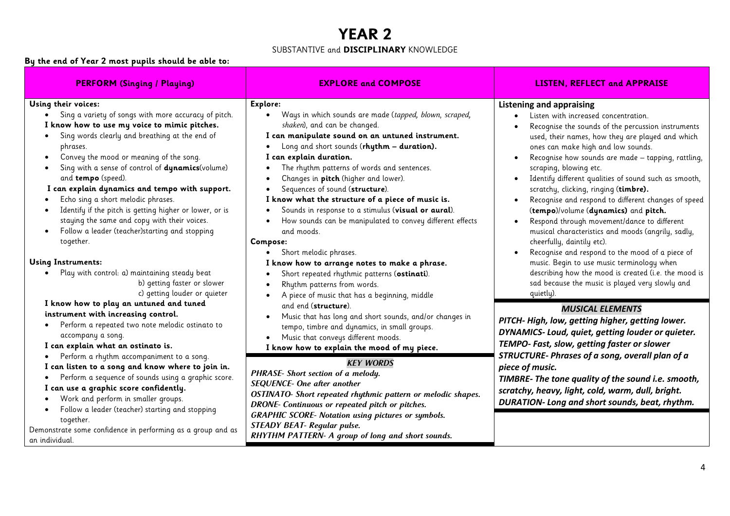# YEAR 2

SUBSTANTIVE and **DISCIPLINARY** KNOWLEDGE

**By the end of Year 2 most pupils should be able to:**

## PERFORM (Singing / Playing)

**Using their voices:**

- Sing a variety of songs with more accuracy of pitch.

**I know how to use my voice to mimic pitches.**

- Sing words clearly and breathing at the end of phrases.
- Convey the mood or meaning of the song.
- Sing with a sense of control of **dynamics**(volume) and **tempo** (speed).

**I can explain dynamics and tempo with support.**

- Echo sing a short melodic phrases.
- Identify if the pitch is getting higher or lower, or is staying the same and copy with their voices.
- Follow a leader (teacher)starting and stopping together.

**Using Instruments:**

- Play with control: a) maintaining steady beat
  b) getting faster or slower
  c) getting louder or quieter

**I know how to play an untuned and tuned instrument with increasing control.**

- Perform a repeated two note melodic ostinato to accompany a song.

**I can explain what an ostinato is.**

- Perform a rhythm accompaniment to a song.

**I can listen to a song and know where to join in.**

- Perform a sequence of sounds using a graphic score.

**I can use a graphic score confidently.**

- Work and perform in smaller groups.
- Follow a leader (teacher) starting and stopping together.

Demonstrate some confidence in performing as a group and as an individual.

## EXPLORE and COMPOSE

**Explore:**

- Ways in which sounds are made (*tapped, blown, scraped, shaken*), and can be changed.

**I can manipulate sound on an untuned instrument.**

- Long and short sounds (**rhythm – duration).**

**I can explain duration.**

- The rhythm patterns of words and sentences.
- Changes in **pitch** (higher and lower).
- Sequences of sound (**structure**).

**I know what the structure of a piece of music is.**

- Sounds in response to a stimulus (**visual or aural**).
- How sounds can be manipulated to convey different effects and moods.

**Compose:**

- Short melodic phrases.

**I know how to arrange notes to make a phrase.**

- Short repeated rhythmic patterns (**ostinati**).
- Rhythm patterns from words.
- A piece of music that has a beginning, middle and end (**structure**).
- Music that has long and short sounds, and/or changes in tempo, timbre and dynamics, in small groups.
- Music that conveys different moods.

**I know how to explain the mood of my piece.**

### *KEY WORDS*

***PHRASE- Short section of a melody.***
***SEQUENCE- One after another***
***OSTINATO- Short repeated rhythmic pattern or melodic shapes.***
***DRONE- Continuous or repeated pitch or pitches.***
***GRAPHIC SCORE- Notation using pictures or symbols.***
***STEADY BEAT- Regular pulse.***
***RHYTHM PATTERN- A group of long and short sounds.***

## LISTEN, REFLECT and APPRAISE

**Listening and appraising**

- Listen with increased concentration.
- Recognise the sounds of the percussion instruments used, their names, how they are played and which ones can make high and low sounds.
- Recognise how sounds are made – tapping, rattling, scraping, blowing etc.
- Identify different qualities of sound such as smooth, scratchy, clicking, ringing (**timbre).**
- Recognise and respond to different changes of speed (**tempo**)/volume (**dynamics)** and **pitch.**
- Respond through movement/dance to different musical characteristics and moods (angrily, sadly, cheerfully, daintily etc).
- Recognise and respond to the mood of a piece of music. Begin to use music terminology when describing how the mood is created (i.e. the mood is sad because the music is played very slowly and quietly).

### *MUSICAL ELEMENTS*

***PITCH- High, low, getting higher, getting lower.***
***DYNAMICS- Loud, quiet, getting louder or quieter.***
***TEMPO- Fast, slow, getting faster or slower***
***STRUCTURE- Phrases of a song, overall plan of a piece of music.***
***TIMBRE- The tone quality of the sound i.e. smooth, scratchy, heavy, light, cold, warm, dull, bright.***
***DURATION- Long and short sounds, beat, rhythm.***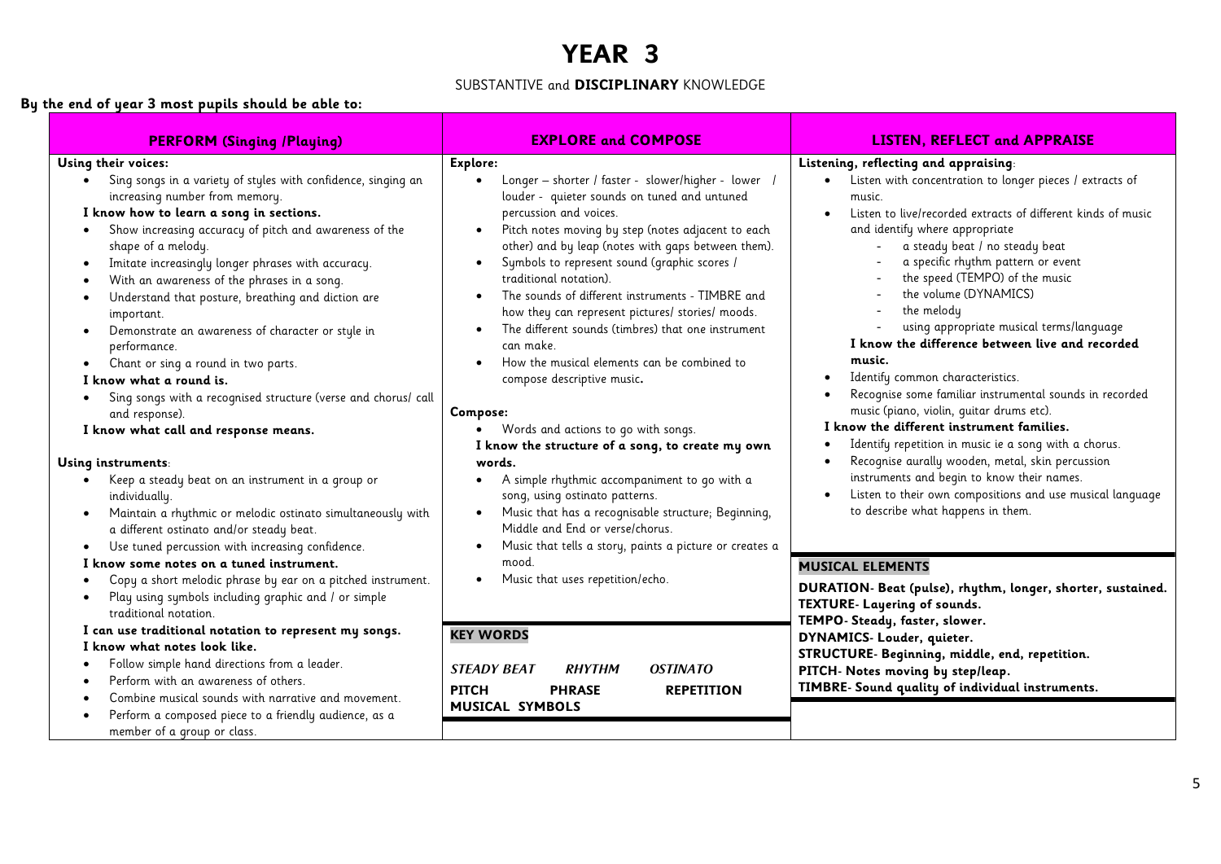# YEAR 3

SUBSTANTIVE and **DISCIPLINARY** KNOWLEDGE

**By the end of year 3 most pupils should be able to:**

## PERFORM (Singing /Playing)

**Using their voices:**

- Sing songs in a variety of styles with confidence, singing an increasing number from memory.

**I know how to learn a song in sections.**

- Show increasing accuracy of pitch and awareness of the shape of a melody.
- Imitate increasingly longer phrases with accuracy.
- With an awareness of the phrases in a song.
- Understand that posture, breathing and diction are important.
- Demonstrate an awareness of character or style in performance.
- Chant or sing a round in two parts.

**I know what a round is.**

- Sing songs with a recognised structure (verse and chorus/ call and response).

**I know what call and response means.**

**Using instruments:**

- Keep a steady beat on an instrument in a group or individually.
- Maintain a rhythmic or melodic ostinato simultaneously with a different ostinato and/or steady beat.
- Use tuned percussion with increasing confidence.

**I know some notes on a tuned instrument.**

- Copy a short melodic phrase by ear on a pitched instrument.
- Play using symbols including graphic and / or simple traditional notation.

**I can use traditional notation to represent my songs.**
**I know what notes look like.**

- Follow simple hand directions from a leader.
- Perform with an awareness of others.
- Combine musical sounds with narrative and movement.
- Perform a composed piece to a friendly audience, as a member of a group or class.

## EXPLORE and COMPOSE

**Explore:**

- Longer – shorter / faster - slower/higher - lower / louder - quieter sounds on tuned and untuned percussion and voices.
- Pitch notes moving by step (notes adjacent to each other) and by leap (notes with gaps between them).
- Symbols to represent sound (graphic scores / traditional notation).
- The sounds of different instruments - TIMBRE and how they can represent pictures/ stories/ moods.
- The different sounds (timbres) that one instrument can make.
- How the musical elements can be combined to compose descriptive music**.**

**Compose:**

- Words and actions to go with songs.

**I know the structure of a song, to create my own words.**

- A simple rhythmic accompaniment to go with a song, using ostinato patterns.
- Music that has a recognisable structure; Beginning, Middle and End or verse/chorus.
- Music that tells a story, paints a picture or creates a mood.
- Music that uses repetition/echo.

### KEY WORDS

| | | |
|---|---|---|
| *STEADY BEAT* | *RHYTHM* | *OSTINATO* |
| **PITCH** | **PHRASE** | **REPETITION** |
| **MUSICAL SYMBOLS** | | |

## LISTEN, REFLECT and APPRAISE

**Listening, reflecting and appraising**:

- Listen with concentration to longer pieces / extracts of music.
- Listen to live/recorded extracts of different kinds of music and identify where appropriate
  - a steady beat / no steady beat
  - a specific rhythm pattern or event
  - the speed (TEMPO) of the music
  - the volume (DYNAMICS)
  - the melody
  - using appropriate musical terms/language

**I know the difference between live and recorded music.**

- Identify common characteristics.
- Recognise some familiar instrumental sounds in recorded music (piano, violin, guitar drums etc).

**I know the different instrument families.**

- Identify repetition in music ie a song with a chorus.
- Recognise aurally wooden, metal, skin percussion instruments and begin to know their names.
- Listen to their own compositions and use musical language to describe what happens in them.

### MUSICAL ELEMENTS

**DURATION- Beat (pulse), rhythm, longer, shorter, sustained.**
**TEXTURE- Layering of sounds.**
**TEMPO- Steady, faster, slower.**
**DYNAMICS- Louder, quieter.**
**STRUCTURE- Beginning, middle, end, repetition.**
**PITCH- Notes moving by step/leap.**
**TIMBRE- Sound quality of individual instruments.**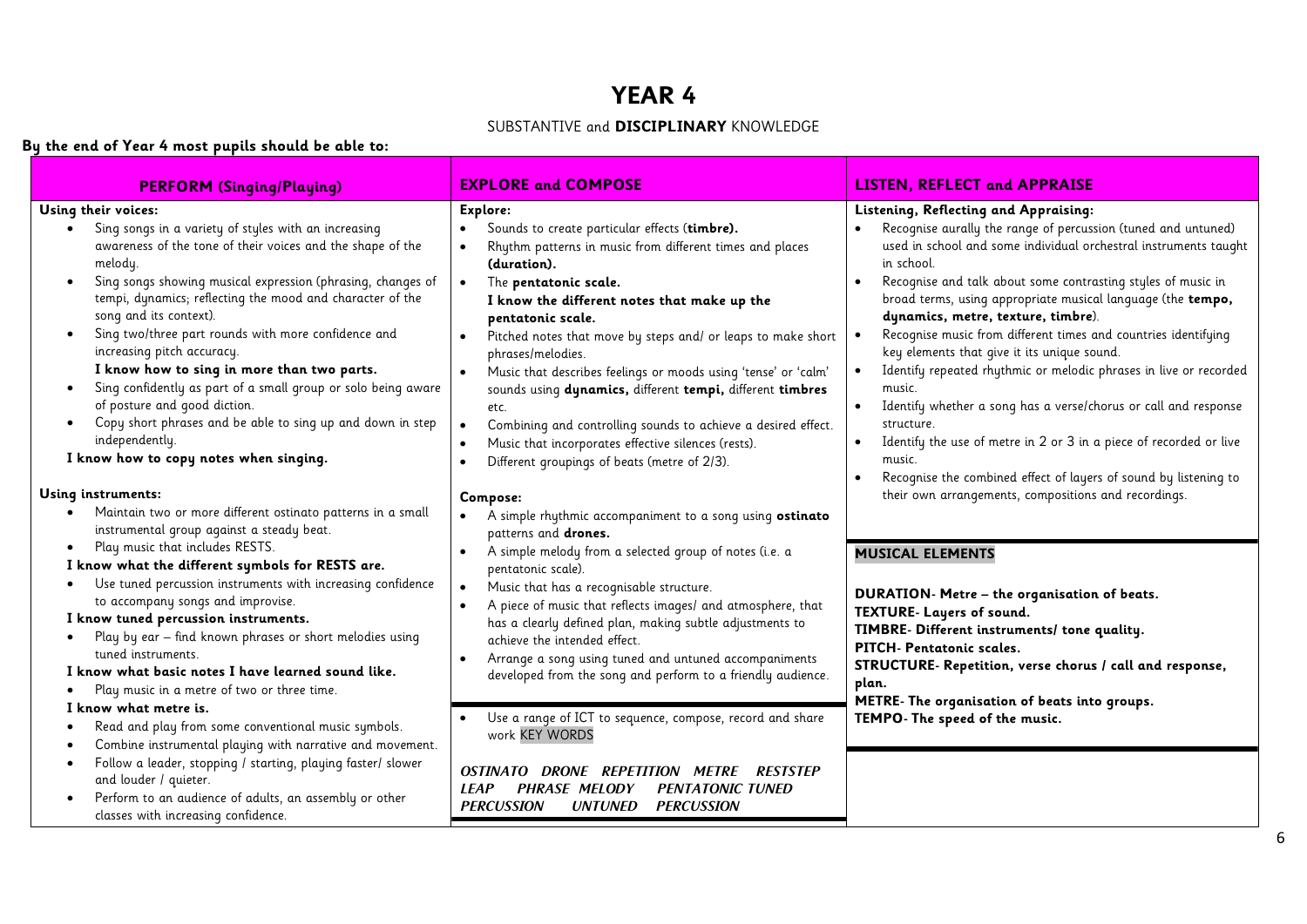# YEAR 4

SUBSTANTIVE and **DISCIPLINARY** KNOWLEDGE

**By the end of Year 4 most pupils should be able to:**

## PERFORM (Singing/Playing)

**Using their voices:**

- Sing songs in a variety of styles with an increasing awareness of the tone of their voices and the shape of the melody.
- Sing songs showing musical expression (phrasing, changes of tempi, dynamics; reflecting the mood and character of the song and its context).
- Sing two/three part rounds with more confidence and increasing pitch accuracy.
  **I know how to sing in more than two parts.**
- Sing confidently as part of a small group or solo being aware of posture and good diction.
- Copy short phrases and be able to sing up and down in step independently.

**I know how to copy notes when singing.**

**Using instruments:**

- Maintain two or more different ostinato patterns in a small instrumental group against a steady beat.
- Play music that includes RESTS.

**I know what the different symbols for RESTS are.**

- Use tuned percussion instruments with increasing confidence to accompany songs and improvise.

**I know tuned percussion instruments.**

- Play by ear – find known phrases or short melodies using tuned instruments.

**I know what basic notes I have learned sound like.**

- Play music in a metre of two or three time.

**I know what metre is.**

- Read and play from some conventional music symbols.
- Combine instrumental playing with narrative and movement.
- Follow a leader, stopping / starting, playing faster/ slower and louder / quieter.
- Perform to an audience of adults, an assembly or other classes with increasing confidence.

## EXPLORE and COMPOSE

**Explore:**

- Sounds to create particular effects (**timbre).**
- Rhythm patterns in music from different times and places **(duration).**
- The **pentatonic scale.**
  **I know the different notes that make up the pentatonic scale.**
- Pitched notes that move by steps and/ or leaps to make short phrases/melodies.
- Music that describes feelings or moods using 'tense' or 'calm' sounds using **dynamics,** different **tempi,** different **timbres** etc.
- Combining and controlling sounds to achieve a desired effect.
- Music that incorporates effective silences (rests).
- Different groupings of beats (metre of 2/3).

**Compose:**

- A simple rhythmic accompaniment to a song using **ostinato** patterns and **drones.**
- A simple melody from a selected group of notes (i.e. a pentatonic scale).
- Music that has a recognisable structure.
- A piece of music that reflects images/ and atmosphere, that has a clearly defined plan, making subtle adjustments to achieve the intended effect.
- Arrange a song using tuned and untuned accompaniments developed from the song and perform to a friendly audience.

- Use a range of ICT to sequence, compose, record and share work KEY WORDS

***OSTINATO DRONE REPETITION METRE RESTSTEP LEAP PHRASE MELODY PENTATONIC TUNED PERCUSSION UNTUNED PERCUSSION***

## LISTEN, REFLECT and APPRAISE

**Listening, Reflecting and Appraising:**

- Recognise aurally the range of percussion (tuned and untuned) used in school and some individual orchestral instruments taught in school.
- Recognise and talk about some contrasting styles of music in broad terms, using appropriate musical language (the **tempo, dynamics, metre, texture, timbre**).
- Recognise music from different times and countries identifying key elements that give it its unique sound.
- Identify repeated rhythmic or melodic phrases in live or recorded music.
- Identify whether a song has a verse/chorus or call and response structure.
- Identify the use of metre in 2 or 3 in a piece of recorded or live music.
- Recognise the combined effect of layers of sound by listening to their own arrangements, compositions and recordings.

### MUSICAL ELEMENTS

**DURATION- Metre – the organisation of beats.**
**TEXTURE- Layers of sound.**
**TIMBRE- Different instruments/ tone quality.**
**PITCH- Pentatonic scales.**
**STRUCTURE- Repetition, verse chorus / call and response, plan.**
**METRE- The organisation of beats into groups.**
**TEMPO- The speed of the music.**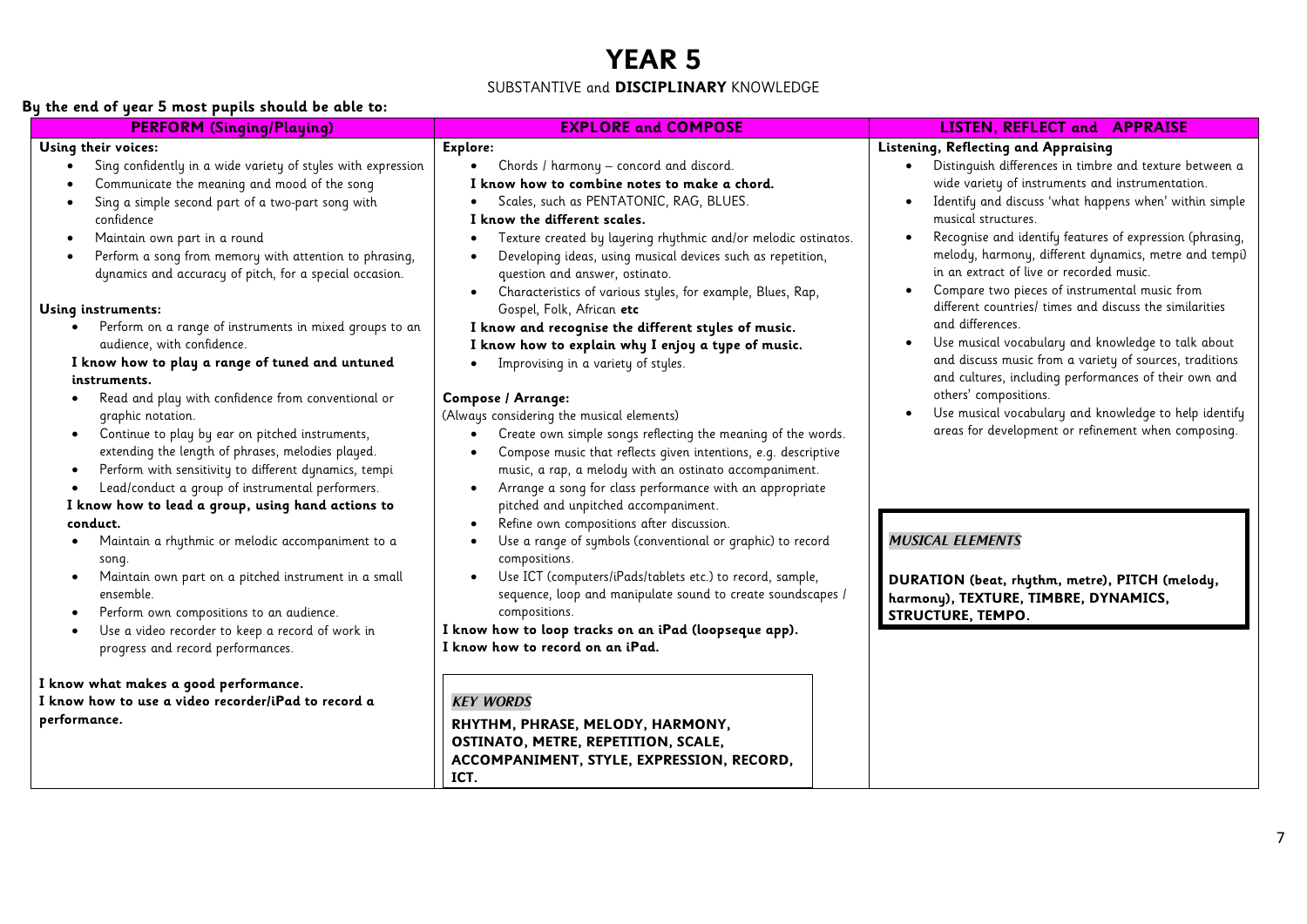# YEAR 5

SUBSTANTIVE and **DISCIPLINARY** KNOWLEDGE

**By the end of year 5 most pupils should be able to:**

## PERFORM (Singing/Playing)

**Using their voices:**

- Sing confidently in a wide variety of styles with expression
- Communicate the meaning and mood of the song
- Sing a simple second part of a two-part song with confidence
- Maintain own part in a round
- Perform a song from memory with attention to phrasing, dynamics and accuracy of pitch, for a special occasion.

**Using instruments:**

- Perform on a range of instruments in mixed groups to an audience, with confidence.

**I know how to play a range of tuned and untuned instruments.**

- Read and play with confidence from conventional or graphic notation.
- Continue to play by ear on pitched instruments, extending the length of phrases, melodies played.
- Perform with sensitivity to different dynamics, tempi
- Lead/conduct a group of instrumental performers.

**I know how to lead a group, using hand actions to conduct.**

- Maintain a rhythmic or melodic accompaniment to a song.
- Maintain own part on a pitched instrument in a small ensemble.
- Perform own compositions to an audience.
- Use a video recorder to keep a record of work in progress and record performances.

**I know what makes a good performance.**
**I know how to use a video recorder/iPad to record a performance.**

## EXPLORE and COMPOSE

**Explore:**

- Chords / harmony – concord and discord.

**I know how to combine notes to make a chord.**

- Scales, such as PENTATONIC, RAG, BLUES.

**I know the different scales.**

- Texture created by layering rhythmic and/or melodic ostinatos.
- Developing ideas, using musical devices such as repetition, question and answer, ostinato.
- Characteristics of various styles, for example, Blues, Rap, Gospel, Folk, African **etc**

**I know and recognise the different styles of music.**
**I know how to explain why I enjoy a type of music.**

- Improvising in a variety of styles.

**Compose / Arrange:**

(Always considering the musical elements)

- Create own simple songs reflecting the meaning of the words.
- Compose music that reflects given intentions, e.g. descriptive music, a rap, a melody with an ostinato accompaniment.
- Arrange a song for class performance with an appropriate pitched and unpitched accompaniment.
- Refine own compositions after discussion.
- Use a range of symbols (conventional or graphic) to record compositions.
- Use ICT (computers/iPads/tablets etc.) to record, sample, sequence, loop and manipulate sound to create soundscapes / compositions.

**I know how to loop tracks on an iPad (loopseque app).**
**I know how to record on an iPad.**

***KEY WORDS***

**RHYTHM, PHRASE, MELODY, HARMONY, OSTINATO, METRE, REPETITION, SCALE, ACCOMPANIMENT, STYLE, EXPRESSION, RECORD, ICT.**

## LISTEN, REFLECT and APPRAISE

**Listening, Reflecting and Appraising**

- Distinguish differences in timbre and texture between a wide variety of instruments and instrumentation.
- Identify and discuss 'what happens when' within simple musical structures.
- Recognise and identify features of expression (phrasing, melody, harmony, different dynamics, metre and tempi) in an extract of live or recorded music.
- Compare two pieces of instrumental music from different countries/ times and discuss the similarities and differences.
- Use musical vocabulary and knowledge to talk about and discuss music from a variety of sources, traditions and cultures, including performances of their own and others' compositions.
- Use musical vocabulary and knowledge to help identify areas for development or refinement when composing.

***MUSICAL ELEMENTS***

**DURATION (beat, rhythm, metre), PITCH (melody, harmony), TEXTURE, TIMBRE, DYNAMICS, STRUCTURE, TEMPO.**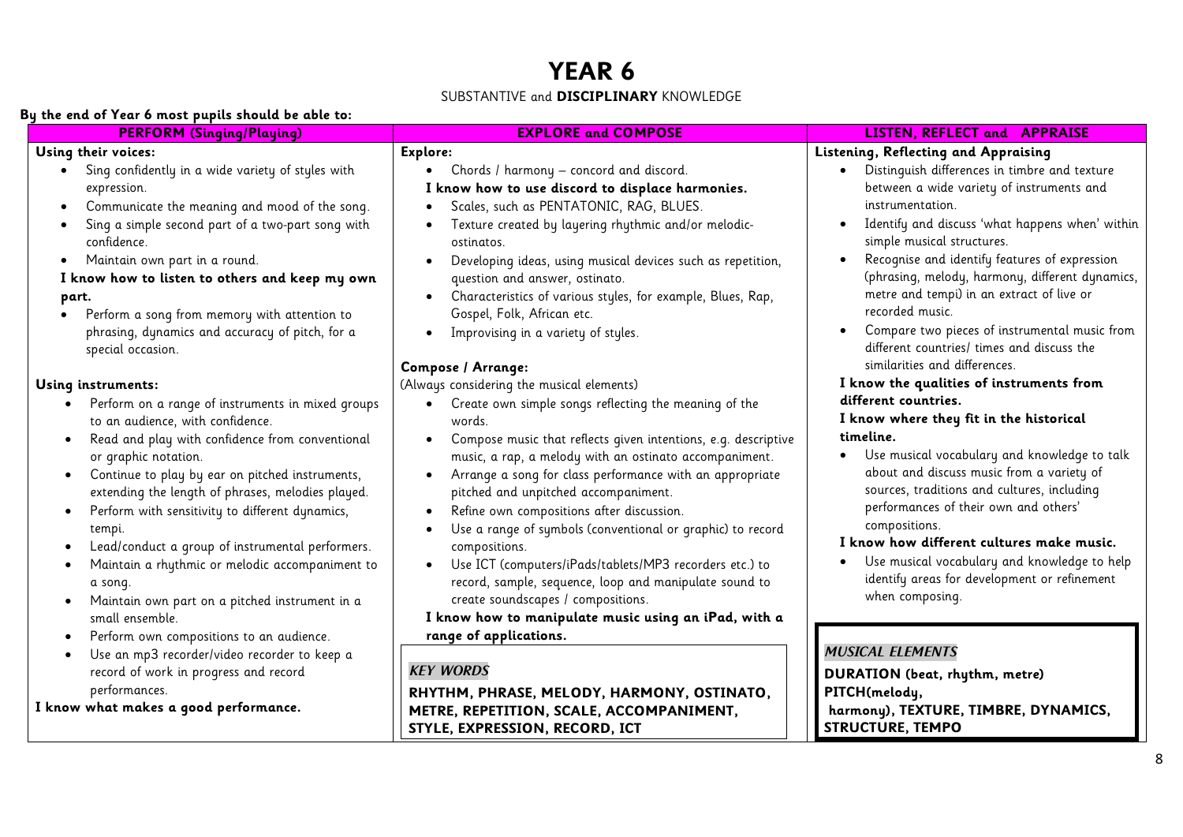# YEAR 6

SUBSTANTIVE and **DISCIPLINARY** KNOWLEDGE

**By the end of Year 6 most pupils should be able to:**

## PERFORM (Singing/Playing)

**Using their voices:**

- Sing confidently in a wide variety of styles with expression.
- Communicate the meaning and mood of the song.
- Sing a simple second part of a two-part song with confidence.
- Maintain own part in a round.

**I know how to listen to others and keep my own part.**

- Perform a song from memory with attention to phrasing, dynamics and accuracy of pitch, for a special occasion.

**Using instruments:**

- Perform on a range of instruments in mixed groups to an audience, with confidence.
- Read and play with confidence from conventional or graphic notation.
- Continue to play by ear on pitched instruments, extending the length of phrases, melodies played.
- Perform with sensitivity to different dynamics, tempi.
- Lead/conduct a group of instrumental performers.
- Maintain a rhythmic or melodic accompaniment to a song.
- Maintain own part on a pitched instrument in a small ensemble.
- Perform own compositions to an audience.
- Use an mp3 recorder/video recorder to keep a record of work in progress and record performances.

**I know what makes a good performance.**

## EXPLORE and COMPOSE

**Explore:**

- Chords / harmony – concord and discord.

**I know how to use discord to displace harmonies.**

- Scales, such as PENTATONIC, RAG, BLUES.
- Texture created by layering rhythmic and/or melodic-ostinatos.
- Developing ideas, using musical devices such as repetition, question and answer, ostinato.
- Characteristics of various styles, for example, Blues, Rap, Gospel, Folk, African etc.
- Improvising in a variety of styles.

**Compose / Arrange:**

(Always considering the musical elements)

- Create own simple songs reflecting the meaning of the words.
- Compose music that reflects given intentions, e.g. descriptive music, a rap, a melody with an ostinato accompaniment.
- Arrange a song for class performance with an appropriate pitched and unpitched accompaniment.
- Refine own compositions after discussion.
- Use a range of symbols (conventional or graphic) to record compositions.
- Use ICT (computers/iPads/tablets/MP3 recorders etc.) to record, sample, sequence, loop and manipulate sound to create soundscapes / compositions.

**I know how to manipulate music using an iPad, with a range of applications.**

***KEY WORDS***

**RHYTHM, PHRASE, MELODY, HARMONY, OSTINATO, METRE, REPETITION, SCALE, ACCOMPANIMENT, STYLE, EXPRESSION, RECORD, ICT**

## LISTEN, REFLECT and APPRAISE

**Listening, Reflecting and Appraising**

- Distinguish differences in timbre and texture between a wide variety of instruments and instrumentation.
- Identify and discuss 'what happens when' within simple musical structures.
- Recognise and identify features of expression (phrasing, melody, harmony, different dynamics, metre and tempi) in an extract of live or recorded music.
- Compare two pieces of instrumental music from different countries/ times and discuss the similarities and differences.

**I know the qualities of instruments from different countries.**

**I know where they fit in the historical timeline.**

- Use musical vocabulary and knowledge to talk about and discuss music from a variety of sources, traditions and cultures, including performances of their own and others' compositions.

**I know how different cultures make music.**

- Use musical vocabulary and knowledge to help identify areas for development or refinement when composing.

***MUSICAL ELEMENTS***

**DURATION (beat, rhythm, metre)**
**PITCH(melody, harmony), TEXTURE, TIMBRE, DYNAMICS, STRUCTURE, TEMPO**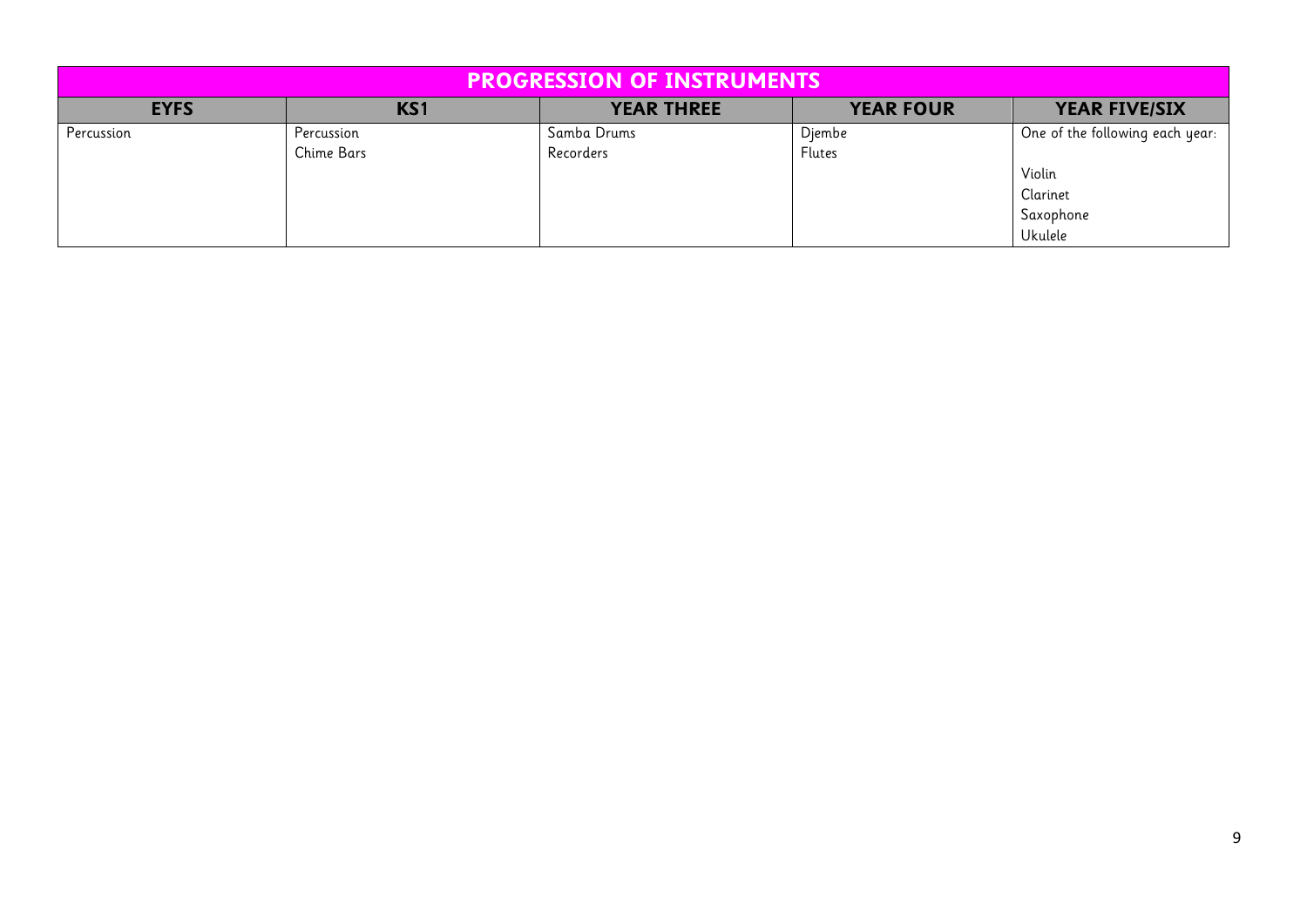| PROGRESSION OF INSTRUMENTS | | | | |
|---|---|---|---|---|
| **EYFS** | **KS1** | **YEAR THREE** | **YEAR FOUR** | **YEAR FIVE/SIX** |
| Percussion | Percussion<br>Chime Bars | Samba Drums<br>Recorders | Djembe<br>Flutes | One of the following each year:<br><br>Violin<br>Clarinet<br>Saxophone<br>Ukulele |